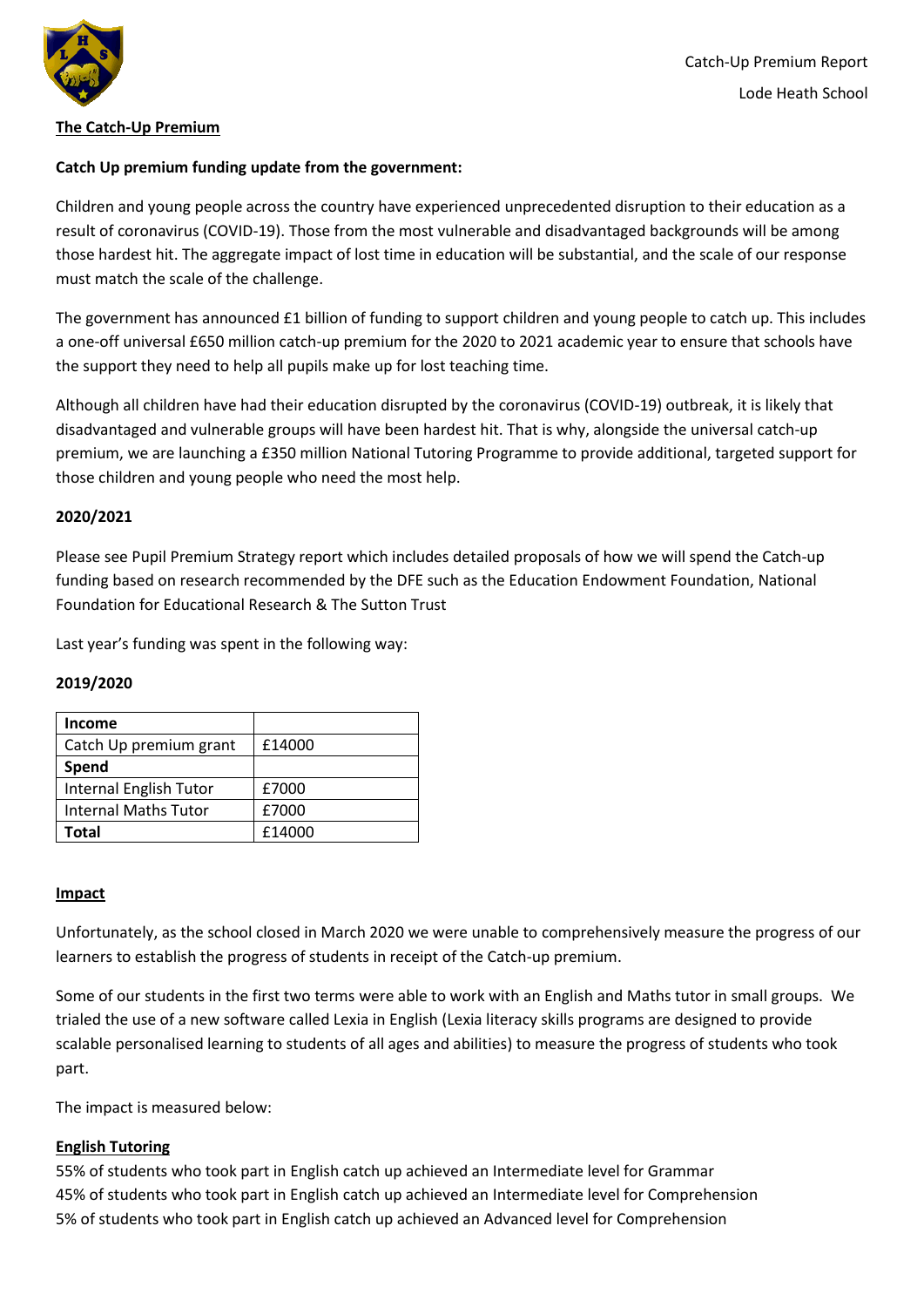Catch-Up Premium Report

Lode Heath School

**The Catch-Up Premium**

**Catch Up premium funding update from the government:**

Children and young people across the country have experienced unprecedented disruption to their education as a result of coronavirus (COVID-19). Those from the most vulnerable and disadvantaged backgrounds will be among those hardest hit. The aggregate impact of lost time in education will be substantial, and the scale of our response must match the scale of the challenge.

The government has announced £1 billion of funding to support children and young people to catch up. This includes a one-off universal £650 million catch-up premium for the 2020 to 2021 academic year to ensure that schools have the support they need to help all pupils make up for lost teaching time.

Although all children have had their education disrupted by the coronavirus (COVID-19) outbreak, it is likely that disadvantaged and vulnerable groups will have been hardest hit. That is why, alongside the universal catch-up premium, we are launching a £350 million National Tutoring Programme to provide additional, targeted support for those children and young people who need the most help.

**2020/2021**

Please see Pupil Premium Strategy report which includes detailed proposals of how we will spend the Catch-up funding based on research recommended by the DFE such as the Education Endowment Foundation, National Foundation for Educational Research & The Sutton Trust

Last year's funding was spent in the following way:

**2019/2020**

| **Income** | |
|---|---|
| Catch Up premium grant | £14000 |
| **Spend** | |
| Internal English Tutor | £7000 |
| Internal Maths Tutor | £7000 |
| **Total** | £14000 |

**Impact**

Unfortunately, as the school closed in March 2020 we were unable to comprehensively measure the progress of our learners to establish the progress of students in receipt of the Catch-up premium.

Some of our students in the first two terms were able to work with an English and Maths tutor in small groups. We trialed the use of a new software called Lexia in English (Lexia literacy skills programs are designed to provide scalable personalised learning to students of all ages and abilities) to measure the progress of students who took part.

The impact is measured below:

**English Tutoring**

55% of students who took part in English catch up achieved an Intermediate level for Grammar
45% of students who took part in English catch up achieved an Intermediate level for Comprehension
5% of students who took part in English catch up achieved an Advanced level for Comprehension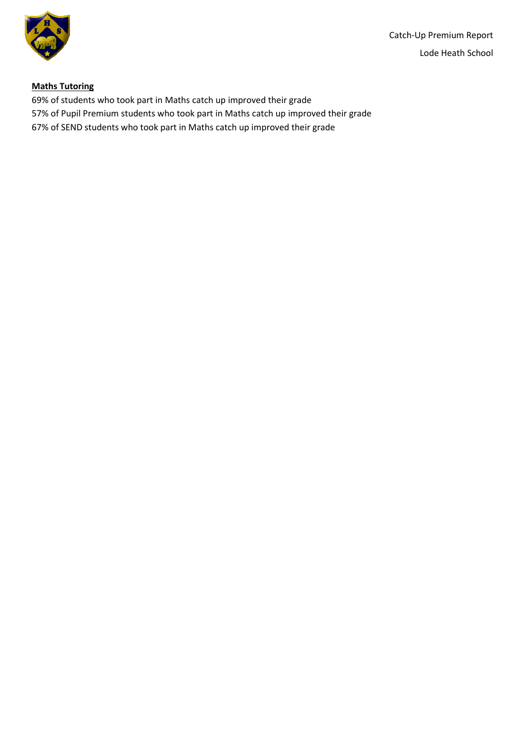**Maths Tutoring**

69% of students who took part in Maths catch up improved their grade
57% of Pupil Premium students who took part in Maths catch up improved their grade
67% of SEND students who took part in Maths catch up improved their grade